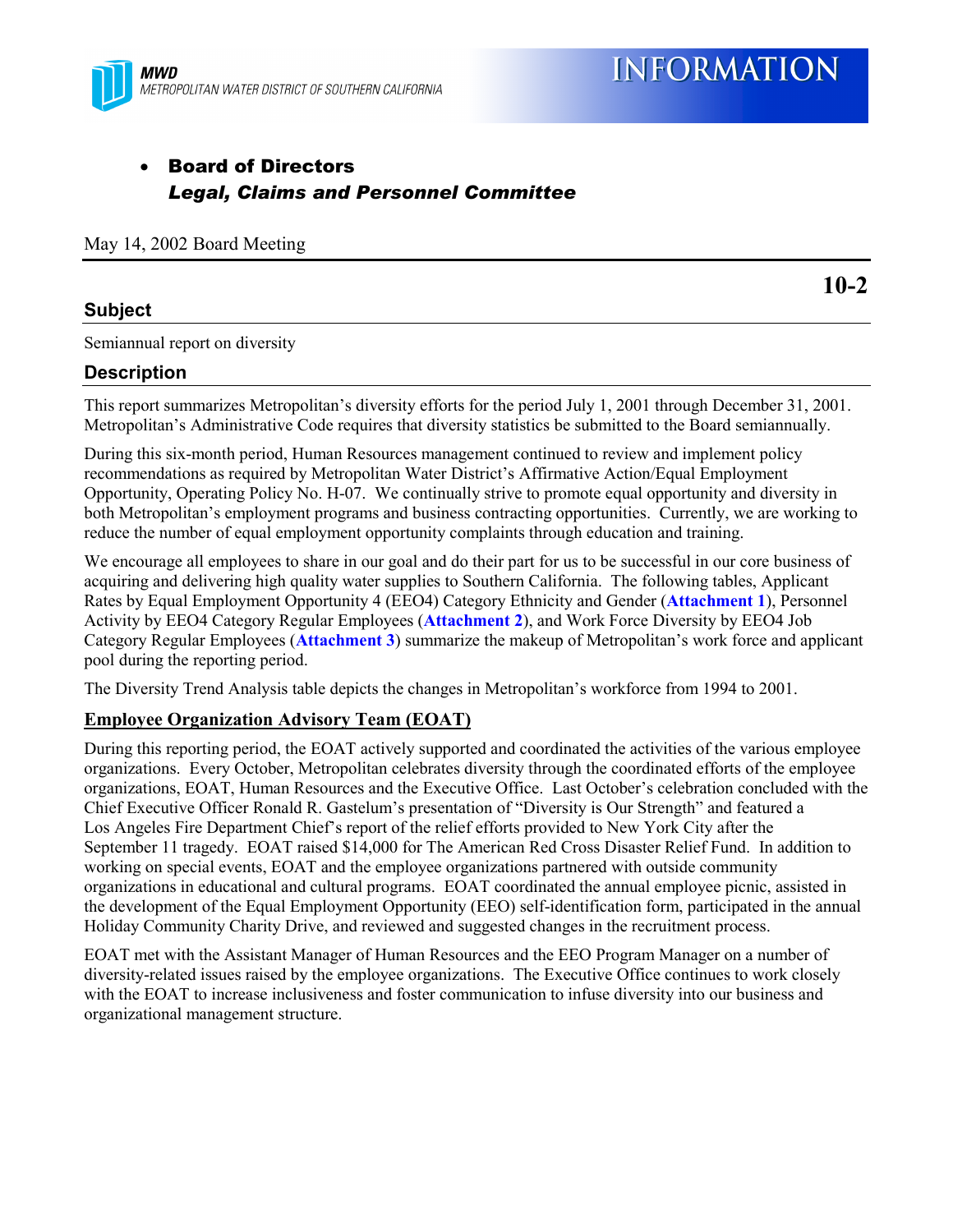MWD
METROPOLITAN WATER DISTRICT OF SOUTHERN CALIFORNIA

# INFORMATION

- **Board of Directors**
  ***Legal, Claims and Personnel Committee***

May 14, 2002 Board Meeting

**10-2**

## Subject

Semiannual report on diversity

## Description

This report summarizes Metropolitan's diversity efforts for the period July 1, 2001 through December 31, 2001. Metropolitan's Administrative Code requires that diversity statistics be submitted to the Board semiannually.

During this six-month period, Human Resources management continued to review and implement policy recommendations as required by Metropolitan Water District's Affirmative Action/Equal Employment Opportunity, Operating Policy No. H-07. We continually strive to promote equal opportunity and diversity in both Metropolitan's employment programs and business contracting opportunities. Currently, we are working to reduce the number of equal employment opportunity complaints through education and training.

We encourage all employees to share in our goal and do their part for us to be successful in our core business of acquiring and delivering high quality water supplies to Southern California. The following tables, Applicant Rates by Equal Employment Opportunity 4 (EEO4) Category Ethnicity and Gender (**Attachment 1**), Personnel Activity by EEO4 Category Regular Employees (**Attachment 2**), and Work Force Diversity by EEO4 Job Category Regular Employees (**Attachment 3**) summarize the makeup of Metropolitan's work force and applicant pool during the reporting period.

The Diversity Trend Analysis table depicts the changes in Metropolitan's workforce from 1994 to 2001.

### Employee Organization Advisory Team (EOAT)

During this reporting period, the EOAT actively supported and coordinated the activities of the various employee organizations. Every October, Metropolitan celebrates diversity through the coordinated efforts of the employee organizations, EOAT, Human Resources and the Executive Office. Last October's celebration concluded with the Chief Executive Officer Ronald R. Gastelum's presentation of "Diversity is Our Strength" and featured a Los Angeles Fire Department Chief's report of the relief efforts provided to New York City after the September 11 tragedy. EOAT raised $14,000 for The American Red Cross Disaster Relief Fund. In addition to working on special events, EOAT and the employee organizations partnered with outside community organizations in educational and cultural programs. EOAT coordinated the annual employee picnic, assisted in the development of the Equal Employment Opportunity (EEO) self-identification form, participated in the annual Holiday Community Charity Drive, and reviewed and suggested changes in the recruitment process.

EOAT met with the Assistant Manager of Human Resources and the EEO Program Manager on a number of diversity-related issues raised by the employee organizations. The Executive Office continues to work closely with the EOAT to increase inclusiveness and foster communication to infuse diversity into our business and organizational management structure.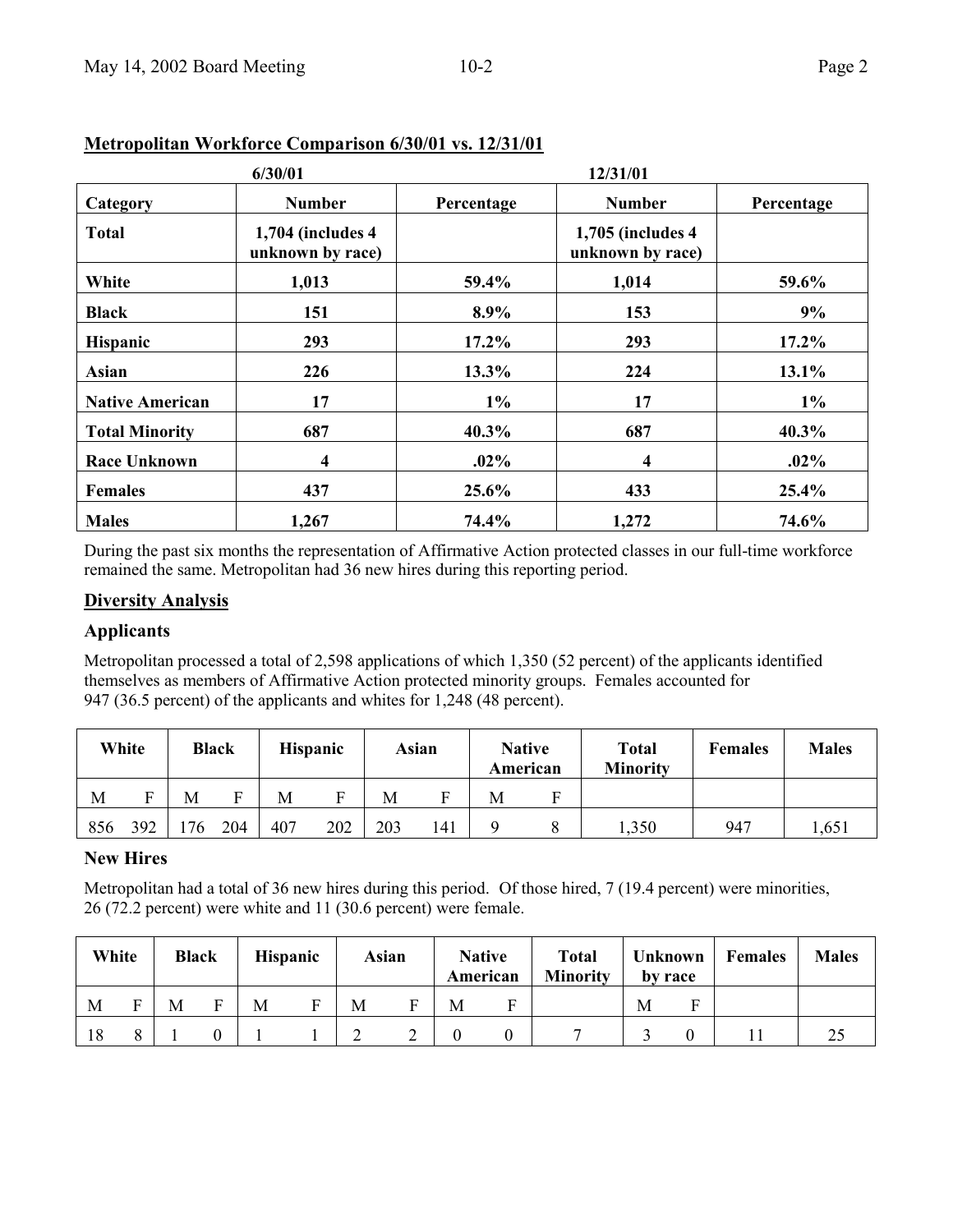## Metropolitan Workforce Comparison 6/30/01 vs. 12/31/01

| | 6/30/01 | | 12/31/01 | |
|---|---|---|---|---|
| **Category** | **Number** | **Percentage** | **Number** | **Percentage** |
| **Total** | **1,704 (includes 4 unknown by race)** | | **1,705 (includes 4 unknown by race)** | |
| **White** | **1,013** | **59.4%** | **1,014** | **59.6%** |
| **Black** | **151** | **8.9%** | **153** | **9%** |
| **Hispanic** | **293** | **17.2%** | **293** | **17.2%** |
| **Asian** | **226** | **13.3%** | **224** | **13.1%** |
| **Native American** | **17** | **1%** | **17** | **1%** |
| **Total Minority** | **687** | **40.3%** | **687** | **40.3%** |
| **Race Unknown** | **4** | **.02%** | **4** | **.02%** |
| **Females** | **437** | **25.6%** | **433** | **25.4%** |
| **Males** | **1,267** | **74.4%** | **1,272** | **74.6%** |

During the past six months the representation of Affirmative Action protected classes in our full-time workforce remained the same. Metropolitan had 36 new hires during this reporting period.

## Diversity Analysis

### Applicants

Metropolitan processed a total of 2,598 applications of which 1,350 (52 percent) of the applicants identified themselves as members of Affirmative Action protected minority groups. Females accounted for 947 (36.5 percent) of the applicants and whites for 1,248 (48 percent).

| **White** | | **Black** | | **Hispanic** | | **Asian** | | **Native American** | | **Total Minority** | **Females** | **Males** |
|---|---|---|---|---|---|---|---|---|---|---|---|---|
| M | F | M | F | M | F | M | F | M | F | | | |
| 856 | 392 | 176 | 204 | 407 | 202 | 203 | 141 | 9 | 8 | 1,350 | 947 | 1,651 |

### New Hires

Metropolitan had a total of 36 new hires during this period. Of those hired, 7 (19.4 percent) were minorities, 26 (72.2 percent) were white and 11 (30.6 percent) were female.

| **White** | | **Black** | | **Hispanic** | | **Asian** | | **Native American** | | **Total Minority** | **Unknown by race** | | **Females** | **Males** |
|---|---|---|---|---|---|---|---|---|---|---|---|---|---|---|
| M | F | M | F | M | F | M | F | M | F | | M | F | | |
| 18 | 8 | 1 | 0 | 1 | 1 | 2 | 2 | 0 | 0 | 7 | 3 | 0 | 11 | 25 |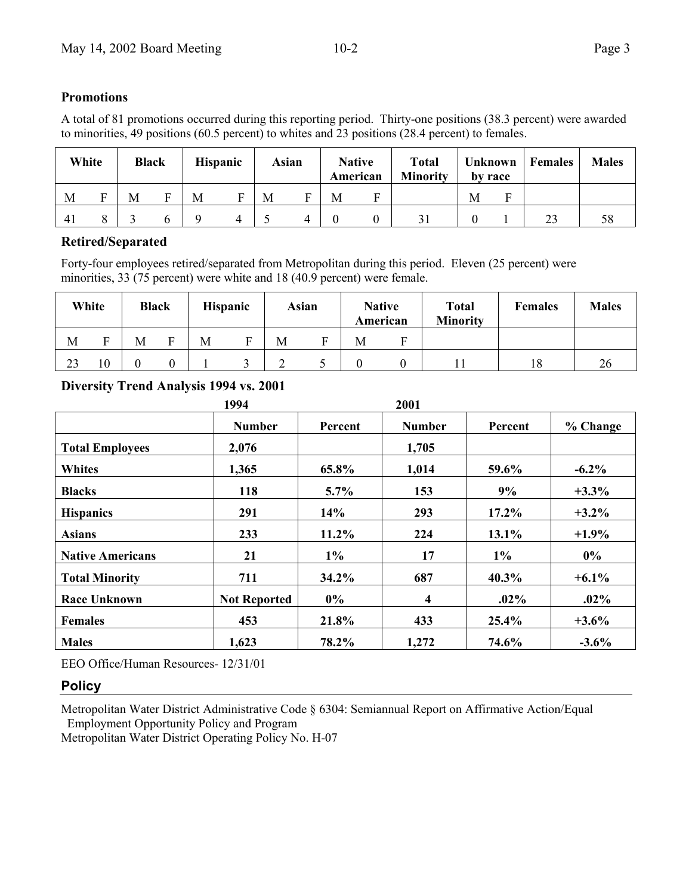## Promotions

A total of 81 promotions occurred during this reporting period. Thirty-one positions (38.3 percent) were awarded to minorities, 49 positions (60.5 percent) to whites and 23 positions (28.4 percent) to females.

| White | | Black | | Hispanic | | Asian | | Native American | | Total Minority | Unknown by race | | Females | Males |
|---|---|---|---|---|---|---|---|---|---|---|---|---|---|---|
| M | F | M | F | M | F | M | F | M | F | | M | F | | |
| 41 | 8 | 3 | 6 | 9 | 4 | 5 | 4 | 0 | 0 | 31 | 0 | 1 | 23 | 58 |

## Retired/Separated

Forty-four employees retired/separated from Metropolitan during this period. Eleven (25 percent) were minorities, 33 (75 percent) were white and 18 (40.9 percent) were female.

| White | | Black | | Hispanic | | Asian | | Native American | | Total Minority | Females | Males |
|---|---|---|---|---|---|---|---|---|---|---|---|---|
| M | F | M | F | M | F | M | F | M | F | | | |
| 23 | 10 | 0 | 0 | 1 | 3 | 2 | 5 | 0 | 0 | 11 | 18 | 26 |

## Diversity Trend Analysis 1994 vs. 2001

| | 1994 | | 2001 | | |
|---|---|---|---|---|---|
| | **Number** | **Percent** | **Number** | **Percent** | **% Change** |
| **Total Employees** | **2,076** | | **1,705** | | |
| **Whites** | **1,365** | **65.8%** | **1,014** | **59.6%** | **-6.2%** |
| **Blacks** | **118** | **5.7%** | **153** | **9%** | **+3.3%** |
| **Hispanics** | **291** | **14%** | **293** | **17.2%** | **+3.2%** |
| **Asians** | **233** | **11.2%** | **224** | **13.1%** | **+1.9%** |
| **Native Americans** | **21** | **1%** | **17** | **1%** | **0%** |
| **Total Minority** | **711** | **34.2%** | **687** | **40.3%** | **+6.1%** |
| **Race Unknown** | **Not Reported** | **0%** | **4** | **.02%** | **.02%** |
| **Females** | **453** | **21.8%** | **433** | **25.4%** | **+3.6%** |
| **Males** | **1,623** | **78.2%** | **1,272** | **74.6%** | **-3.6%** |

EEO Office/Human Resources- 12/31/01

## Policy

Metropolitan Water District Administrative Code § 6304: Semiannual Report on Affirmative Action/Equal Employment Opportunity Policy and Program

Metropolitan Water District Operating Policy No. H-07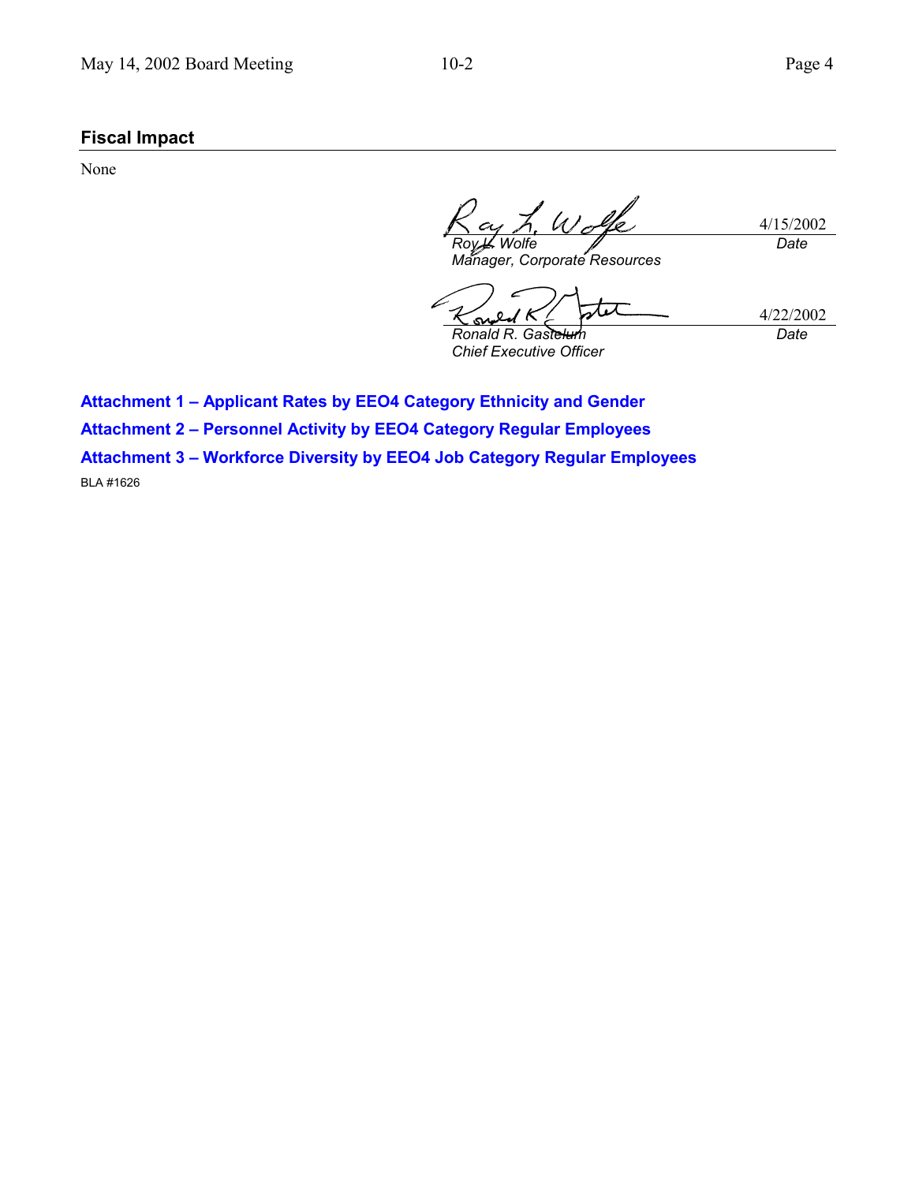## Fiscal Impact

None

| | |
|---|---|
| *Roy L. Wolfe* | 4/15/2002 |
| *Manager, Corporate Resources* | *Date* |

| | |
|---|---|
| *Ronald R. Gastelum* | 4/22/2002 |
| *Chief Executive Officer* | *Date* |

**Attachment 1 – Applicant Rates by EEO4 Category Ethnicity and Gender**

**Attachment 2 – Personnel Activity by EEO4 Category Regular Employees**

**Attachment 3 – Workforce Diversity by EEO4 Job Category Regular Employees**

BLA #1626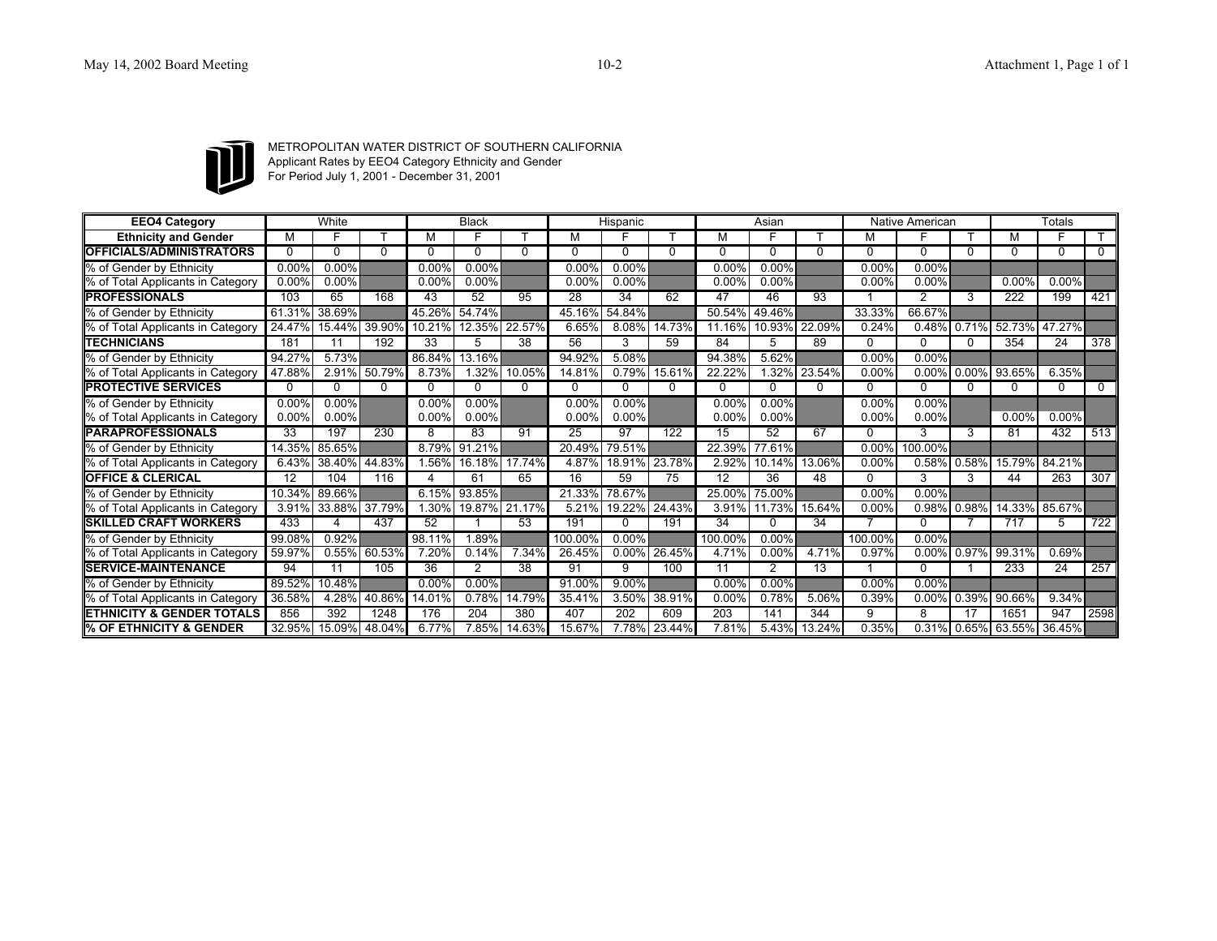METROPOLITAN WATER DISTRICT OF SOUTHERN CALIFORNIA
Applicant Rates by EEO4 Category Ethnicity and Gender
For Period July 1, 2001 - December 31, 2001

| EEO4 Category | White | | | Black | | | Hispanic | | | Asian | | | Native American | | | Totals | | |
|---|---|---|---|---|---|---|---|---|---|---|---|---|---|---|---|---|---|---|
| Ethnicity and Gender | M | F | T | M | F | T | M | F | T | M | F | T | M | F | T | M | F | T |
| **OFFICIALS/ADMINISTRATORS** | 0 | 0 | 0 | 0 | 0 | 0 | 0 | 0 | 0 | 0 | 0 | 0 | 0 | 0 | 0 | 0 | 0 | 0 |
| % of Gender by Ethnicity | 0.00% | 0.00% | | 0.00% | 0.00% | | 0.00% | 0.00% | | 0.00% | 0.00% | | 0.00% | 0.00% | | | | |
| % of Total Applicants in Category | 0.00% | 0.00% | | 0.00% | 0.00% | | 0.00% | 0.00% | | 0.00% | 0.00% | | 0.00% | 0.00% | | 0.00% | 0.00% | |
| **PROFESSIONALS** | 103 | 65 | 168 | 43 | 52 | 95 | 28 | 34 | 62 | 47 | 46 | 93 | 1 | 2 | 3 | 222 | 199 | 421 |
| % of Gender by Ethnicity | 61.31% | 38.69% | | 45.26% | 54.74% | | 45.16% | 54.84% | | 50.54% | 49.46% | | 33.33% | 66.67% | | | | |
| % of Total Applicants in Category | 24.47% | 15.44% | 39.90% | 10.21% | 12.35% | 22.57% | 6.65% | 8.08% | 14.73% | 11.16% | 10.93% | 22.09% | 0.24% | 0.48% | 0.71% | 52.73% | 47.27% | |
| **TECHNICIANS** | 181 | 11 | 192 | 33 | 5 | 38 | 56 | 3 | 59 | 84 | 5 | 89 | 0 | 0 | 0 | 354 | 24 | 378 |
| % of Gender by Ethnicity | 94.27% | 5.73% | | 86.84% | 13.16% | | 94.92% | 5.08% | | 94.38% | 5.62% | | 0.00% | 0.00% | | | | |
| % of Total Applicants in Category | 47.88% | 2.91% | 50.79% | 8.73% | 1.32% | 10.05% | 14.81% | 0.79% | 15.61% | 22.22% | 1.32% | 23.54% | 0.00% | 0.00% | 0.00% | 93.65% | 6.35% | |
| **PROTECTIVE SERVICES** | 0 | 0 | 0 | 0 | 0 | 0 | 0 | 0 | 0 | 0 | 0 | 0 | 0 | 0 | 0 | 0 | 0 | 0 |
| % of Gender by Ethnicity | 0.00% | 0.00% | | 0.00% | 0.00% | | 0.00% | 0.00% | | 0.00% | 0.00% | | 0.00% | 0.00% | | | | |
| % of Total Applicants in Category | 0.00% | 0.00% | | 0.00% | 0.00% | | 0.00% | 0.00% | | 0.00% | 0.00% | | 0.00% | 0.00% | | 0.00% | 0.00% | |
| **PARAPROFESSIONALS** | 33 | 197 | 230 | 8 | 83 | 91 | 25 | 97 | 122 | 15 | 52 | 67 | 0 | 3 | 3 | 81 | 432 | 513 |
| % of Gender by Ethnicity | 14.35% | 85.65% | | 8.79% | 91.21% | | 20.49% | 79.51% | | 22.39% | 77.61% | | 0.00% | 100.00% | | | | |
| % of Total Applicants in Category | 6.43% | 38.40% | 44.83% | 1.56% | 16.18% | 17.74% | 4.87% | 18.91% | 23.78% | 2.92% | 10.14% | 13.06% | 0.00% | 0.58% | 0.58% | 15.79% | 84.21% | |
| **OFFICE & CLERICAL** | 12 | 104 | 116 | 4 | 61 | 65 | 16 | 59 | 75 | 12 | 36 | 48 | 0 | 3 | 3 | 44 | 263 | 307 |
| % of Gender by Ethnicity | 10.34% | 89.66% | | 6.15% | 93.85% | | 21.33% | 78.67% | | 25.00% | 75.00% | | 0.00% | 0.00% | | | | |
| % of Total Applicants in Category | 3.91% | 33.88% | 37.79% | 1.30% | 19.87% | 21.17% | 5.21% | 19.22% | 24.43% | 3.91% | 11.73% | 15.64% | 0.00% | 0.98% | 0.98% | 14.33% | 85.67% | |
| **SKILLED CRAFT WORKERS** | 433 | 4 | 437 | 52 | 1 | 53 | 191 | 0 | 191 | 34 | 0 | 34 | 7 | 0 | 7 | 717 | 5 | 722 |
| % of Gender by Ethnicity | 99.08% | 0.92% | | 98.11% | 1.89% | | 100.00% | 0.00% | | 100.00% | 0.00% | | 100.00% | 0.00% | | | | |
| % of Total Applicants in Category | 59.97% | 0.55% | 60.53% | 7.20% | 0.14% | 7.34% | 26.45% | 0.00% | 26.45% | 4.71% | 0.00% | 4.71% | 0.97% | 0.00% | 0.97% | 99.31% | 0.69% | |
| **SERVICE-MAINTENANCE** | 94 | 11 | 105 | 36 | 2 | 38 | 91 | 9 | 100 | 11 | 2 | 13 | 1 | 0 | 1 | 233 | 24 | 257 |
| % of Gender by Ethnicity | 89.52% | 10.48% | | 0.00% | 0.00% | | 91.00% | 9.00% | | 0.00% | 0.00% | | 0.00% | 0.00% | | | | |
| % of Total Applicants in Category | 36.58% | 4.28% | 40.86% | 14.01% | 0.78% | 14.79% | 35.41% | 3.50% | 38.91% | 0.00% | 0.78% | 5.06% | 0.39% | 0.00% | 0.39% | 90.66% | 9.34% | |
| **ETHNICITY & GENDER TOTALS** | 856 | 392 | 1248 | 176 | 204 | 380 | 407 | 202 | 609 | 203 | 141 | 344 | 9 | 8 | 17 | 1651 | 947 | 2598 |
| **% OF ETHNICITY & GENDER** | 32.95% | 15.09% | 48.04% | 6.77% | 7.85% | 14.63% | 15.67% | 7.78% | 23.44% | 7.81% | 5.43% | 13.24% | 0.35% | 0.31% | 0.65% | 63.55% | 36.45% | |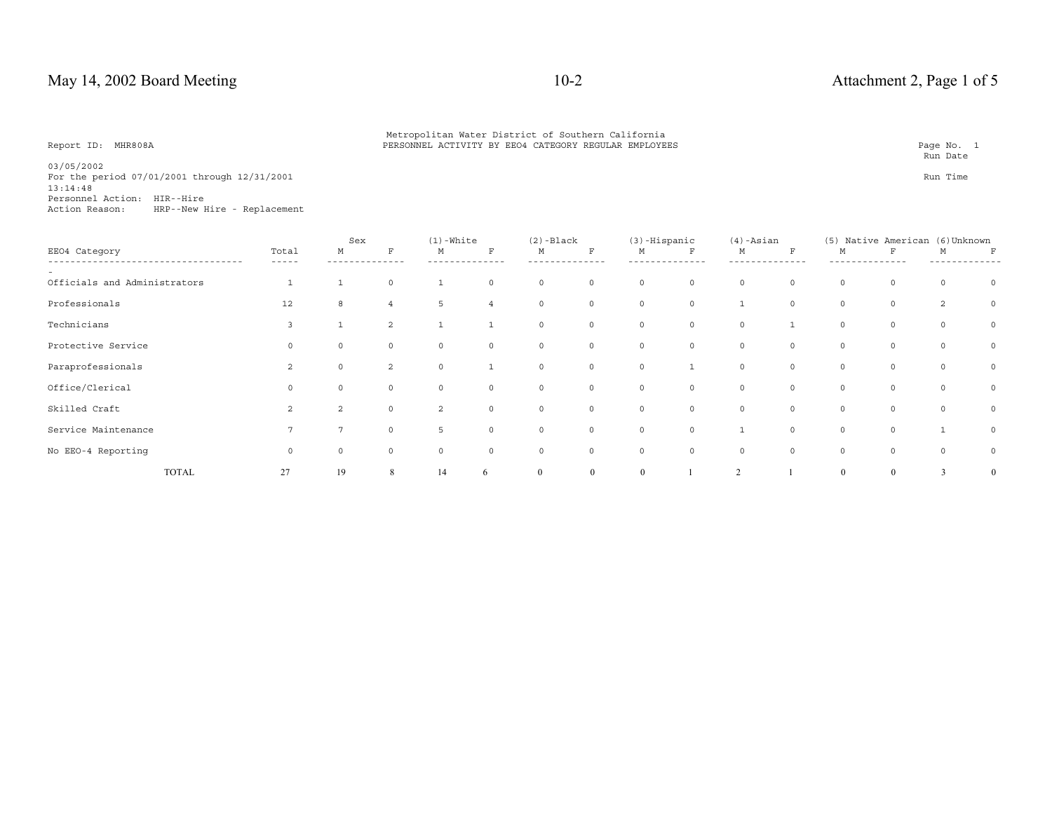Metropolitan Water District of Southern California
PERSONNEL ACTIVITY BY EEO4 CATEGORY REGULAR EMPLOYEES

Report ID: MHR808A

Page No. 1
Run Date 03/05/2002
Run Time 13:14:48

For the period 07/01/2001 through 12/31/2001

Personnel Action: HIR--Hire
Action Reason: HRP--New Hire - Replacement

| EEO4 Category | Total | Sex | | (1)-White | | (2)-Black | | (3)-Hispanic | | (4)-Asian | | (5) Native American | | (6)Unknown | |
|---|---|---|---|---|---|---|---|---|---|---|---|---|---|---|---|
| | | M | F | M | F | M | F | M | F | M | F | M | F | M | F |
| Officials and Administrators | 1 | 1 | 0 | 1 | 0 | 0 | 0 | 0 | 0 | 0 | 0 | 0 | 0 | 0 | 0 |
| Professionals | 12 | 8 | 4 | 5 | 4 | 0 | 0 | 0 | 0 | 1 | 0 | 0 | 0 | 2 | 0 |
| Technicians | 3 | 1 | 2 | 1 | 1 | 0 | 0 | 0 | 0 | 0 | 1 | 0 | 0 | 0 | 0 |
| Protective Service | 0 | 0 | 0 | 0 | 0 | 0 | 0 | 0 | 0 | 0 | 0 | 0 | 0 | 0 | 0 |
| Paraprofessionals | 2 | 0 | 2 | 0 | 1 | 0 | 0 | 0 | 1 | 0 | 0 | 0 | 0 | 0 | 0 |
| Office/Clerical | 0 | 0 | 0 | 0 | 0 | 0 | 0 | 0 | 0 | 0 | 0 | 0 | 0 | 0 | 0 |
| Skilled Craft | 2 | 2 | 0 | 2 | 0 | 0 | 0 | 0 | 0 | 0 | 0 | 0 | 0 | 0 | 0 |
| Service Maintenance | 7 | 7 | 0 | 5 | 0 | 0 | 0 | 0 | 0 | 1 | 0 | 0 | 0 | 1 | 0 |
| No EEO-4 Reporting | 0 | 0 | 0 | 0 | 0 | 0 | 0 | 0 | 0 | 0 | 0 | 0 | 0 | 0 | 0 |
| TOTAL | 27 | 19 | 8 | 14 | 6 | 0 | 0 | 0 | 1 | 2 | 1 | 0 | 0 | 3 | 0 |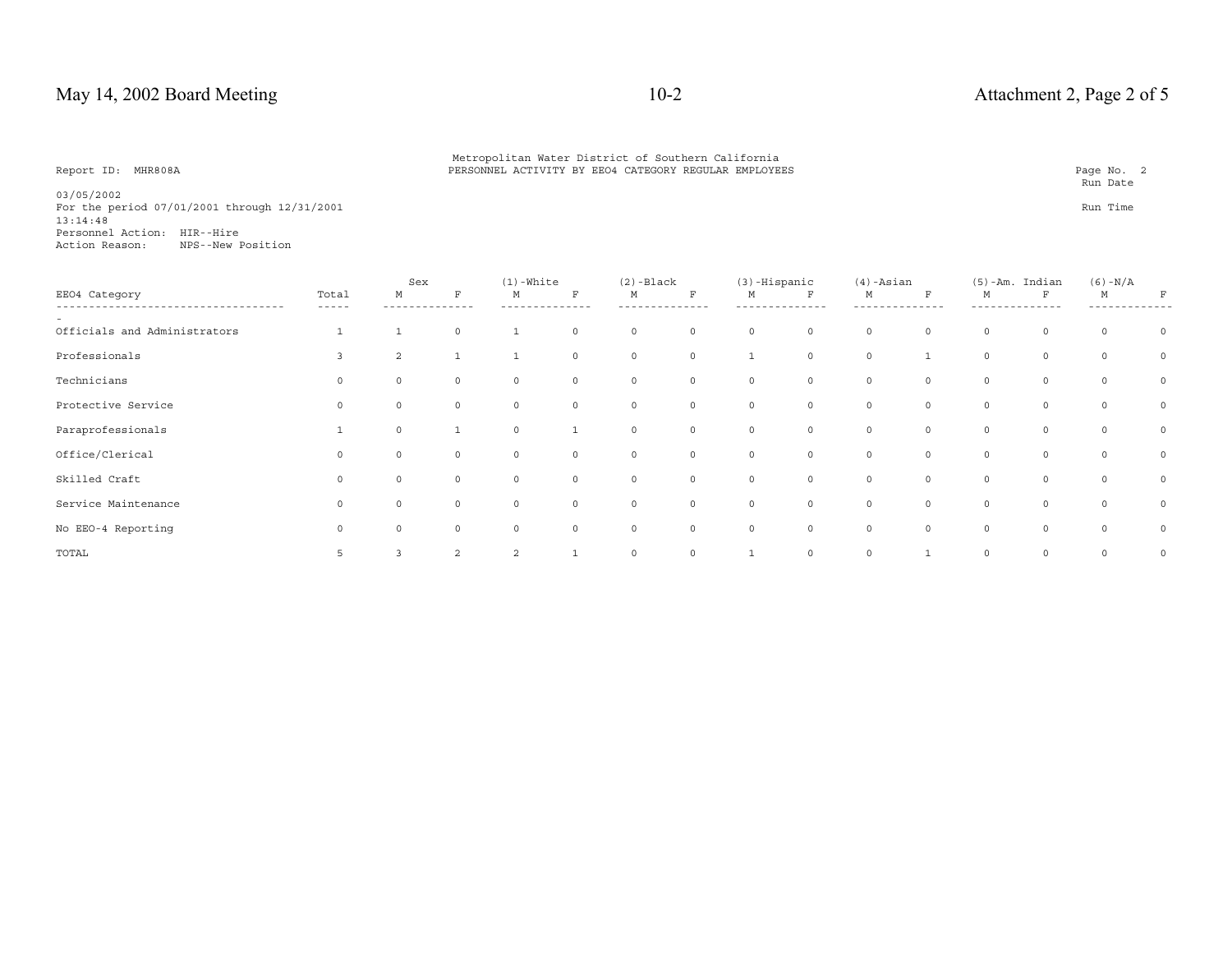Report ID: MHR808A

Metropolitan Water District of Southern California
PERSONNEL ACTIVITY BY EEO4 CATEGORY REGULAR EMPLOYEES

Page No. 2
Run Date

03/05/2002
For the period 07/01/2001 through 12/31/2001
13:14:48

Run Time

Personnel Action: HIR--Hire
Action Reason: NPS--New Position

| EEO4 Category | Total | Sex | | (1)-White | | (2)-Black | | (3)-Hispanic | | (4)-Asian | | (5)-Am. Indian | | (6)-N/A | |
|---|---|---|---|---|---|---|---|---|---|---|---|---|---|---|---|
| | | M | F | M | F | M | F | M | F | M | F | M | F | M | F |
| Officials and Administrators | 1 | 1 | 0 | 1 | 0 | 0 | 0 | 0 | 0 | 0 | 0 | 0 | 0 | 0 | 0 |
| Professionals | 3 | 2 | 1 | 1 | 0 | 0 | 0 | 1 | 0 | 0 | 1 | 0 | 0 | 0 | 0 |
| Technicians | 0 | 0 | 0 | 0 | 0 | 0 | 0 | 0 | 0 | 0 | 0 | 0 | 0 | 0 | 0 |
| Protective Service | 0 | 0 | 0 | 0 | 0 | 0 | 0 | 0 | 0 | 0 | 0 | 0 | 0 | 0 | 0 |
| Paraprofessionals | 1 | 0 | 1 | 0 | 1 | 0 | 0 | 0 | 0 | 0 | 0 | 0 | 0 | 0 | 0 |
| Office/Clerical | 0 | 0 | 0 | 0 | 0 | 0 | 0 | 0 | 0 | 0 | 0 | 0 | 0 | 0 | 0 |
| Skilled Craft | 0 | 0 | 0 | 0 | 0 | 0 | 0 | 0 | 0 | 0 | 0 | 0 | 0 | 0 | 0 |
| Service Maintenance | 0 | 0 | 0 | 0 | 0 | 0 | 0 | 0 | 0 | 0 | 0 | 0 | 0 | 0 | 0 |
| No EEO-4 Reporting | 0 | 0 | 0 | 0 | 0 | 0 | 0 | 0 | 0 | 0 | 0 | 0 | 0 | 0 | 0 |
| TOTAL | 5 | 3 | 2 | 2 | 1 | 0 | 0 | 1 | 0 | 0 | 1 | 0 | 0 | 0 | 0 |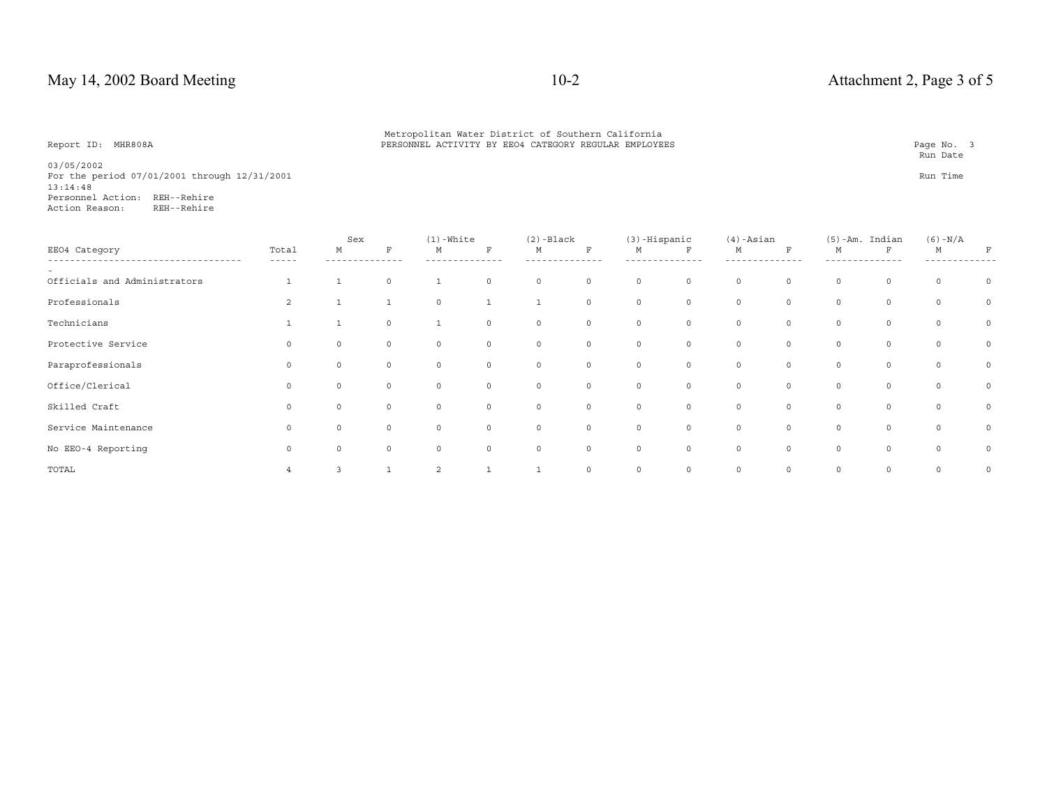Report ID: MHR808A

Metropolitan Water District of Southern California
PERSONNEL ACTIVITY BY EEO4 CATEGORY REGULAR EMPLOYEES

Page No. 3
Run Date

03/05/2002
For the period 07/01/2001 through 12/31/2001

Run Time

13:14:48
Personnel Action: REH--Rehire
Action Reason: REH--Rehire

| EEO4 Category | Total | Sex | | (1)-White | | (2)-Black | | (3)-Hispanic | | (4)-Asian | | (5)-Am. Indian | | (6)-N/A | |
|---|---|---|---|---|---|---|---|---|---|---|---|---|---|---|---|
| | | M | F | M | F | M | F | M | F | M | F | M | F | M | F |
| Officials and Administrators | 1 | 1 | 0 | 1 | 0 | 0 | 0 | 0 | 0 | 0 | 0 | 0 | 0 | 0 | 0 |
| Professionals | 2 | 1 | 1 | 0 | 1 | 1 | 0 | 0 | 0 | 0 | 0 | 0 | 0 | 0 | 0 |
| Technicians | 1 | 1 | 0 | 1 | 0 | 0 | 0 | 0 | 0 | 0 | 0 | 0 | 0 | 0 | 0 |
| Protective Service | 0 | 0 | 0 | 0 | 0 | 0 | 0 | 0 | 0 | 0 | 0 | 0 | 0 | 0 | 0 |
| Paraprofessionals | 0 | 0 | 0 | 0 | 0 | 0 | 0 | 0 | 0 | 0 | 0 | 0 | 0 | 0 | 0 |
| Office/Clerical | 0 | 0 | 0 | 0 | 0 | 0 | 0 | 0 | 0 | 0 | 0 | 0 | 0 | 0 | 0 |
| Skilled Craft | 0 | 0 | 0 | 0 | 0 | 0 | 0 | 0 | 0 | 0 | 0 | 0 | 0 | 0 | 0 |
| Service Maintenance | 0 | 0 | 0 | 0 | 0 | 0 | 0 | 0 | 0 | 0 | 0 | 0 | 0 | 0 | 0 |
| No EEO-4 Reporting | 0 | 0 | 0 | 0 | 0 | 0 | 0 | 0 | 0 | 0 | 0 | 0 | 0 | 0 | 0 |
| TOTAL | 4 | 3 | 1 | 2 | 1 | 1 | 0 | 0 | 0 | 0 | 0 | 0 | 0 | 0 | 0 |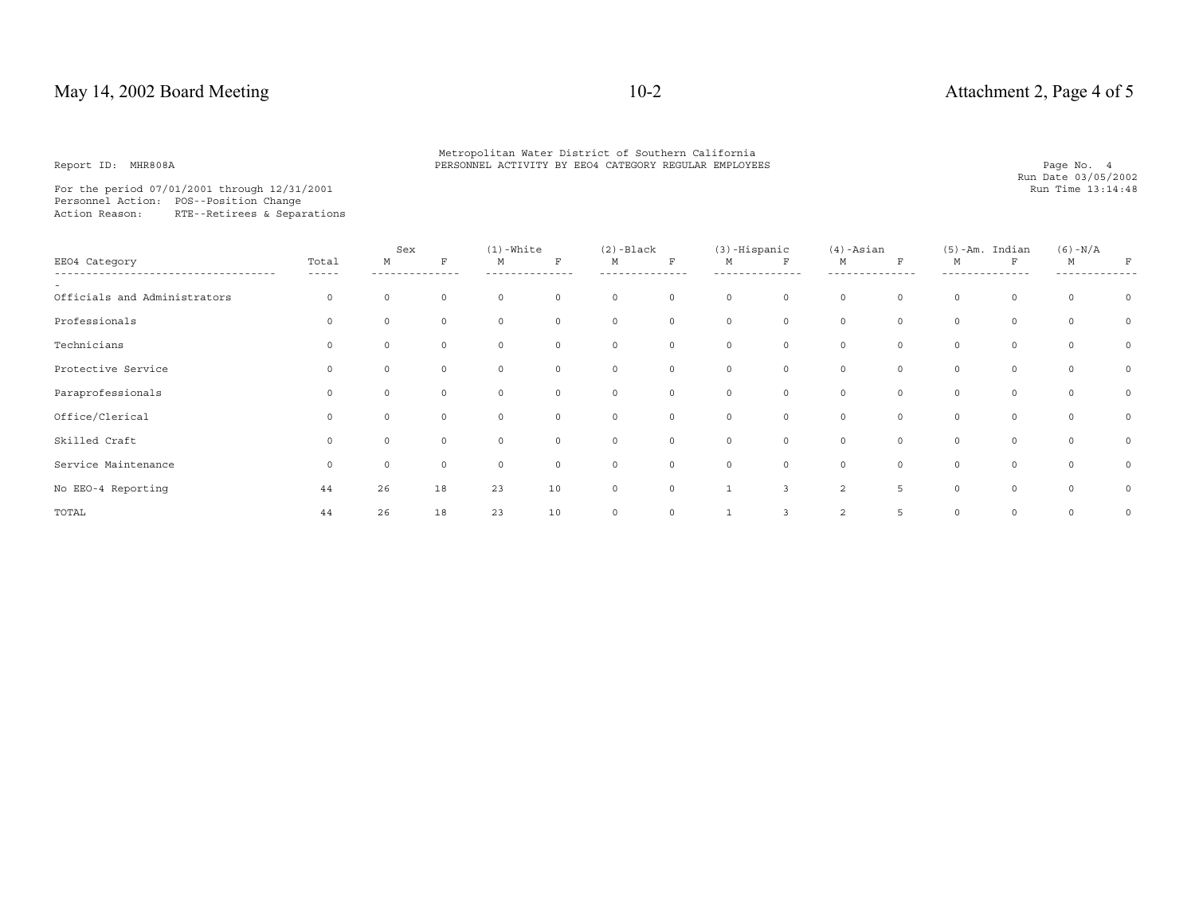Report ID: MHR808A

Metropolitan Water District of Southern California
PERSONNEL ACTIVITY BY EEO4 CATEGORY REGULAR EMPLOYEES

Page No. 4
Run Date 03/05/2002
Run Time 13:14:48

For the period 07/01/2001 through 12/31/2001
Personnel Action: POS--Position Change
Action Reason: RTE--Retirees & Separations

| EEO4 Category | Total | Sex | | (1)-White | | (2)-Black | | (3)-Hispanic | | (4)-Asian | | (5)-Am. Indian | | (6)-N/A | |
|---|---|---|---|---|---|---|---|---|---|---|---|---|---|---|---|
| | | M | F | M | F | M | F | M | F | M | F | M | F | M | F |
| Officials and Administrators | 0 | 0 | 0 | 0 | 0 | 0 | 0 | 0 | 0 | 0 | 0 | 0 | 0 | 0 | 0 |
| Professionals | 0 | 0 | 0 | 0 | 0 | 0 | 0 | 0 | 0 | 0 | 0 | 0 | 0 | 0 | 0 |
| Technicians | 0 | 0 | 0 | 0 | 0 | 0 | 0 | 0 | 0 | 0 | 0 | 0 | 0 | 0 | 0 |
| Protective Service | 0 | 0 | 0 | 0 | 0 | 0 | 0 | 0 | 0 | 0 | 0 | 0 | 0 | 0 | 0 |
| Paraprofessionals | 0 | 0 | 0 | 0 | 0 | 0 | 0 | 0 | 0 | 0 | 0 | 0 | 0 | 0 | 0 |
| Office/Clerical | 0 | 0 | 0 | 0 | 0 | 0 | 0 | 0 | 0 | 0 | 0 | 0 | 0 | 0 | 0 |
| Skilled Craft | 0 | 0 | 0 | 0 | 0 | 0 | 0 | 0 | 0 | 0 | 0 | 0 | 0 | 0 | 0 |
| Service Maintenance | 0 | 0 | 0 | 0 | 0 | 0 | 0 | 0 | 0 | 0 | 0 | 0 | 0 | 0 | 0 |
| No EEO-4 Reporting | 44 | 26 | 18 | 23 | 10 | 0 | 0 | 1 | 3 | 2 | 5 | 0 | 0 | 0 | 0 |
| TOTAL | 44 | 26 | 18 | 23 | 10 | 0 | 0 | 1 | 3 | 2 | 5 | 0 | 0 | 0 | 0 |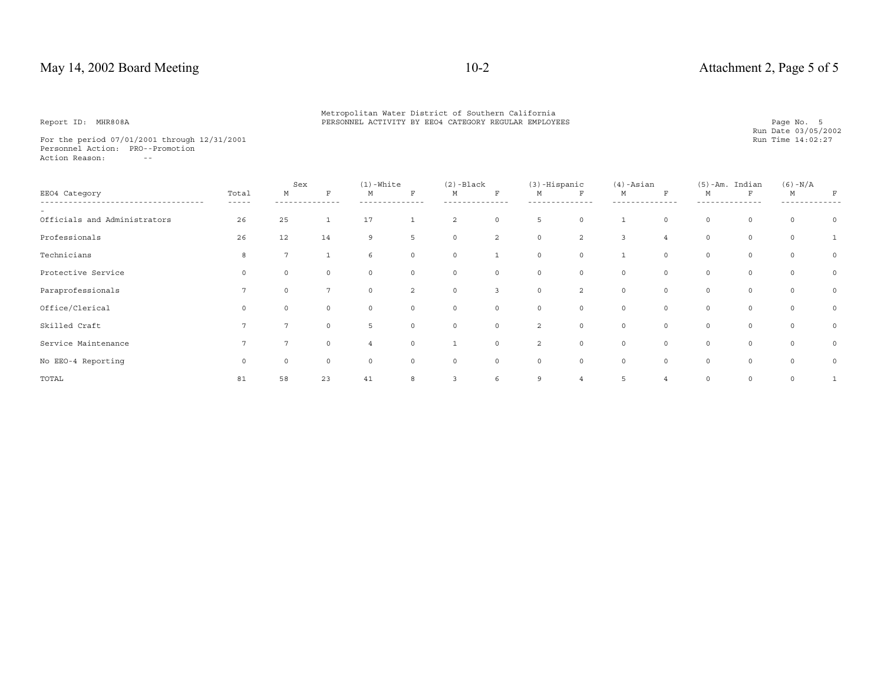Report ID: MHR808A

Metropolitan Water District of Southern California
PERSONNEL ACTIVITY BY EEO4 CATEGORY REGULAR EMPLOYEES

Page No. 5
Run Date 03/05/2002
Run Time 14:02:27

For the period 07/01/2001 through 12/31/2001
Personnel Action: PRO--Promotion
Action Reason: --

| EEO4 Category | Total | Sex | | (1)-White | | (2)-Black | | (3)-Hispanic | | (4)-Asian | | (5)-Am. Indian | | (6)-N/A | |
|---|---|---|---|---|---|---|---|---|---|---|---|---|---|---|---|
| | | M | F | M | F | M | F | M | F | M | F | M | F | M | F |
| Officials and Administrators | 26 | 25 | 1 | 17 | 1 | 2 | 0 | 5 | 0 | 1 | 0 | 0 | 0 | 0 | 0 |
| Professionals | 26 | 12 | 14 | 9 | 5 | 0 | 2 | 0 | 2 | 3 | 4 | 0 | 0 | 0 | 1 |
| Technicians | 8 | 7 | 1 | 6 | 0 | 0 | 1 | 0 | 0 | 1 | 0 | 0 | 0 | 0 | 0 |
| Protective Service | 0 | 0 | 0 | 0 | 0 | 0 | 0 | 0 | 0 | 0 | 0 | 0 | 0 | 0 | 0 |
| Paraprofessionals | 7 | 0 | 7 | 0 | 2 | 0 | 3 | 0 | 2 | 0 | 0 | 0 | 0 | 0 | 0 |
| Office/Clerical | 0 | 0 | 0 | 0 | 0 | 0 | 0 | 0 | 0 | 0 | 0 | 0 | 0 | 0 | 0 |
| Skilled Craft | 7 | 7 | 0 | 5 | 0 | 0 | 0 | 2 | 0 | 0 | 0 | 0 | 0 | 0 | 0 |
| Service Maintenance | 7 | 7 | 0 | 4 | 0 | 1 | 0 | 2 | 0 | 0 | 0 | 0 | 0 | 0 | 0 |
| No EEO-4 Reporting | 0 | 0 | 0 | 0 | 0 | 0 | 0 | 0 | 0 | 0 | 0 | 0 | 0 | 0 | 0 |
| TOTAL | 81 | 58 | 23 | 41 | 8 | 3 | 6 | 9 | 4 | 5 | 4 | 0 | 0 | 0 | 1 |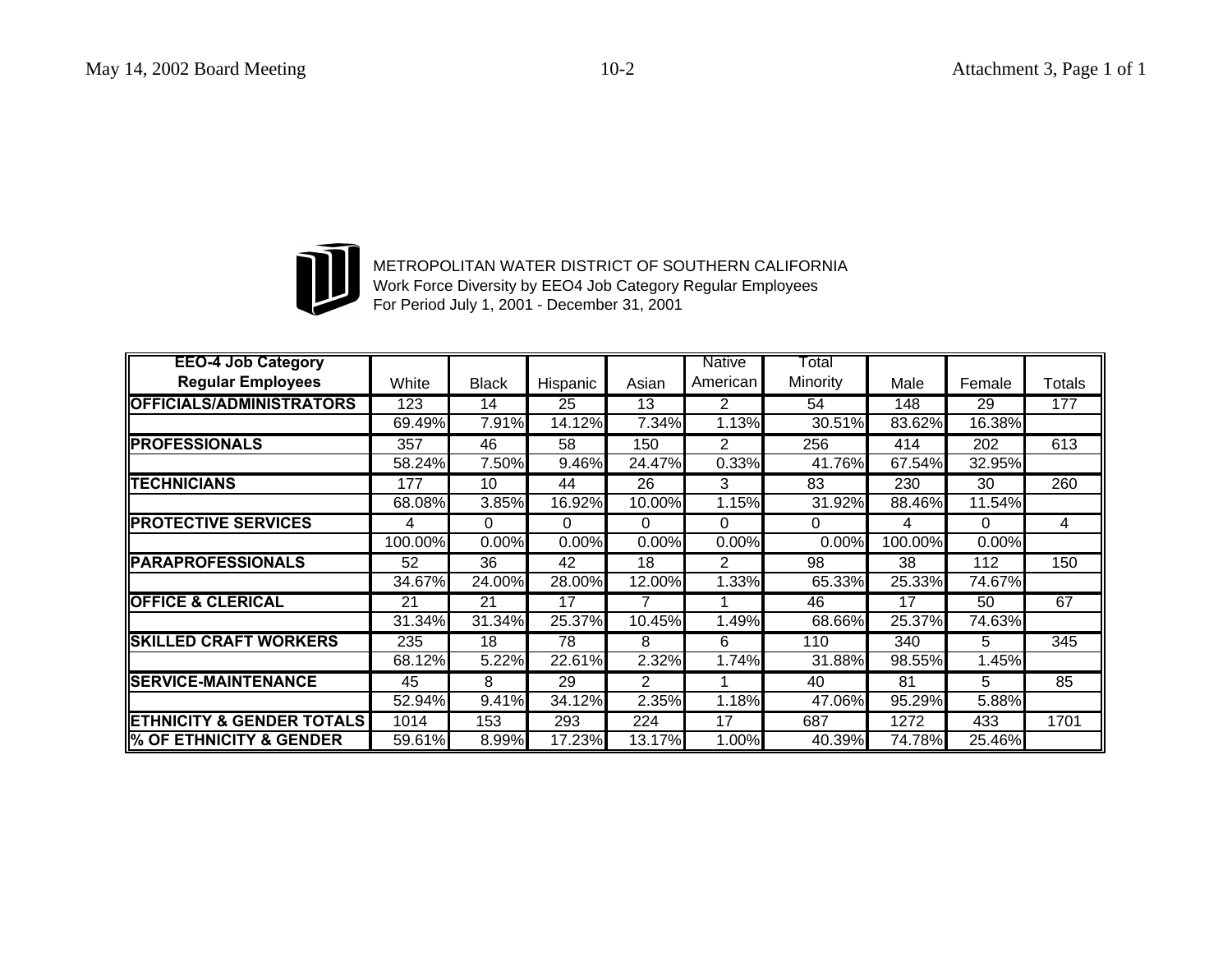METROPOLITAN WATER DISTRICT OF SOUTHERN CALIFORNIA
Work Force Diversity by EEO4 Job Category Regular Employees
For Period July 1, 2001 - December 31, 2001

| EEO-4 Job Category Regular Employees | White | Black | Hispanic | Asian | Native American | Total Minority | Male | Female | Totals |
|---|---|---|---|---|---|---|---|---|---|
| **OFFICIALS/ADMINISTRATORS** | 123 | 14 | 25 | 13 | 2 | 54 | 148 | 29 | 177 |
| | 69.49% | 7.91% | 14.12% | 7.34% | 1.13% | 30.51% | 83.62% | 16.38% | |
| **PROFESSIONALS** | 357 | 46 | 58 | 150 | 2 | 256 | 414 | 202 | 613 |
| | 58.24% | 7.50% | 9.46% | 24.47% | 0.33% | 41.76% | 67.54% | 32.95% | |
| **TECHNICIANS** | 177 | 10 | 44 | 26 | 3 | 83 | 230 | 30 | 260 |
| | 68.08% | 3.85% | 16.92% | 10.00% | 1.15% | 31.92% | 88.46% | 11.54% | |
| **PROTECTIVE SERVICES** | 4 | 0 | 0 | 0 | 0 | 0 | 4 | 0 | 4 |
| | 100.00% | 0.00% | 0.00% | 0.00% | 0.00% | 0.00% | 100.00% | 0.00% | |
| **PARAPROFESSIONALS** | 52 | 36 | 42 | 18 | 2 | 98 | 38 | 112 | 150 |
| | 34.67% | 24.00% | 28.00% | 12.00% | 1.33% | 65.33% | 25.33% | 74.67% | |
| **OFFICE & CLERICAL** | 21 | 21 | 17 | 7 | 1 | 46 | 17 | 50 | 67 |
| | 31.34% | 31.34% | 25.37% | 10.45% | 1.49% | 68.66% | 25.37% | 74.63% | |
| **SKILLED CRAFT WORKERS** | 235 | 18 | 78 | 8 | 6 | 110 | 340 | 5 | 345 |
| | 68.12% | 5.22% | 22.61% | 2.32% | 1.74% | 31.88% | 98.55% | 1.45% | |
| **SERVICE-MAINTENANCE** | 45 | 8 | 29 | 2 | 1 | 40 | 81 | 5 | 85 |
| | 52.94% | 9.41% | 34.12% | 2.35% | 1.18% | 47.06% | 95.29% | 5.88% | |
| **ETHNICITY & GENDER TOTALS** | 1014 | 153 | 293 | 224 | 17 | 687 | 1272 | 433 | 1701 |
| **% OF ETHNICITY & GENDER** | 59.61% | 8.99% | 17.23% | 13.17% | 1.00% | 40.39% | 74.78% | 25.46% | |